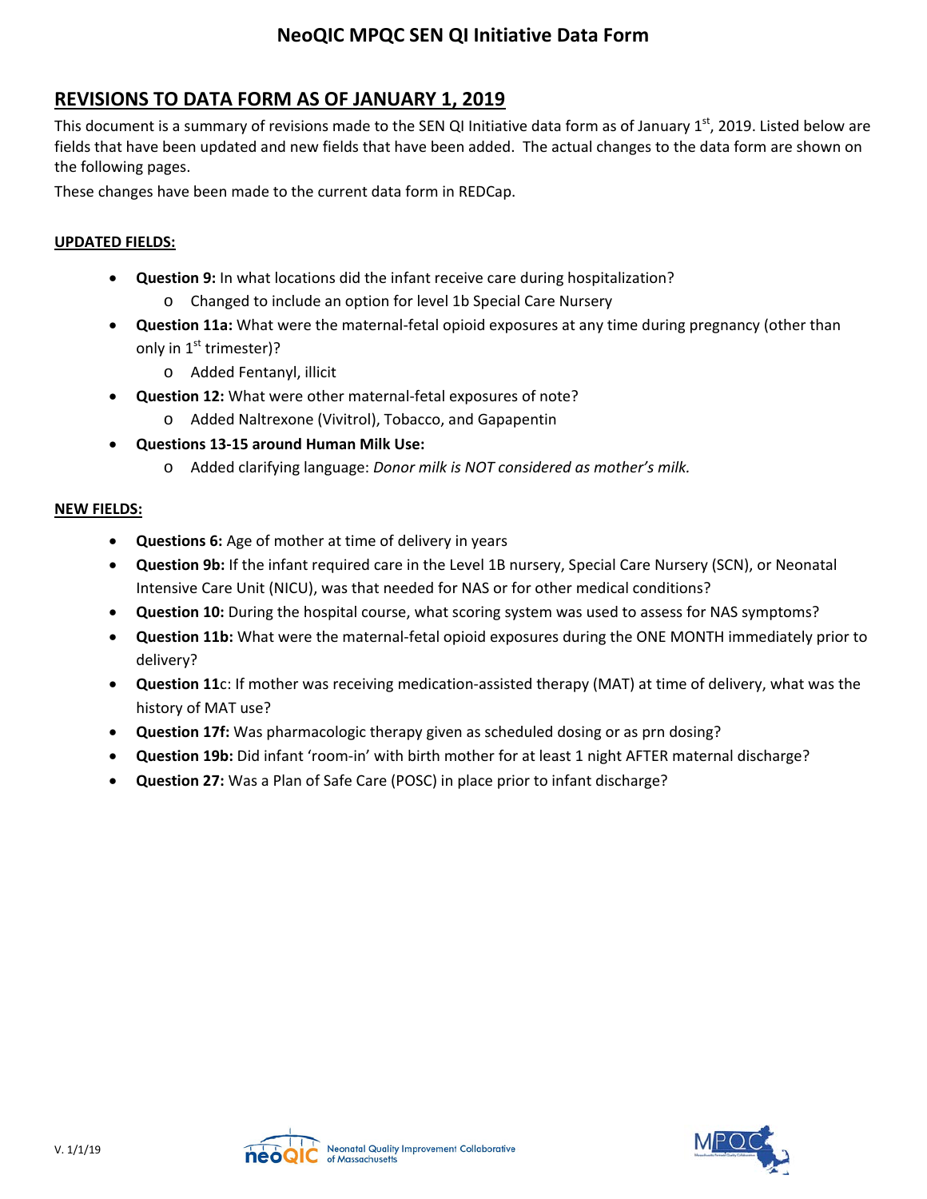# NeoQIC MPQC SEN QI Initiative Data Form

## REVISIONS TO DATA FORM AS OF JANUARY 1, 2019

This document is a summary of revisions made to the SEN QI Initiative data form as of January 1st, 2019. Listed below are fields that have been updated and new fields that have been added. The actual changes to the data form are shown on the following pages.

These changes have been made to the current data form in REDCap.

### UPDATED FIELDS:

- **Question 9:** In what locations did the infant receive care during hospitalization?
  - Changed to include an option for level 1b Special Care Nursery
- **Question 11a:** What were the maternal-fetal opioid exposures at any time during pregnancy (other than only in 1st trimester)?
  - Added Fentanyl, illicit
- **Question 12:** What were other maternal-fetal exposures of note?
  - Added Naltrexone (Vivitrol), Tobacco, and Gapapentin
- **Questions 13-15 around Human Milk Use:**
  - Added clarifying language: *Donor milk is NOT considered as mother's milk.*

### NEW FIELDS:

- **Questions 6:** Age of mother at time of delivery in years
- **Question 9b:** If the infant required care in the Level 1B nursery, Special Care Nursery (SCN), or Neonatal Intensive Care Unit (NICU), was that needed for NAS or for other medical conditions?
- **Question 10:** During the hospital course, what scoring system was used to assess for NAS symptoms?
- **Question 11b:** What were the maternal-fetal opioid exposures during the ONE MONTH immediately prior to delivery?
- **Question 11c**: If mother was receiving medication-assisted therapy (MAT) at time of delivery, what was the history of MAT use?
- **Question 17f:** Was pharmacologic therapy given as scheduled dosing or as prn dosing?
- **Question 19b:** Did infant 'room-in' with birth mother for at least 1 night AFTER maternal discharge?
- **Question 27:** Was a Plan of Safe Care (POSC) in place prior to infant discharge?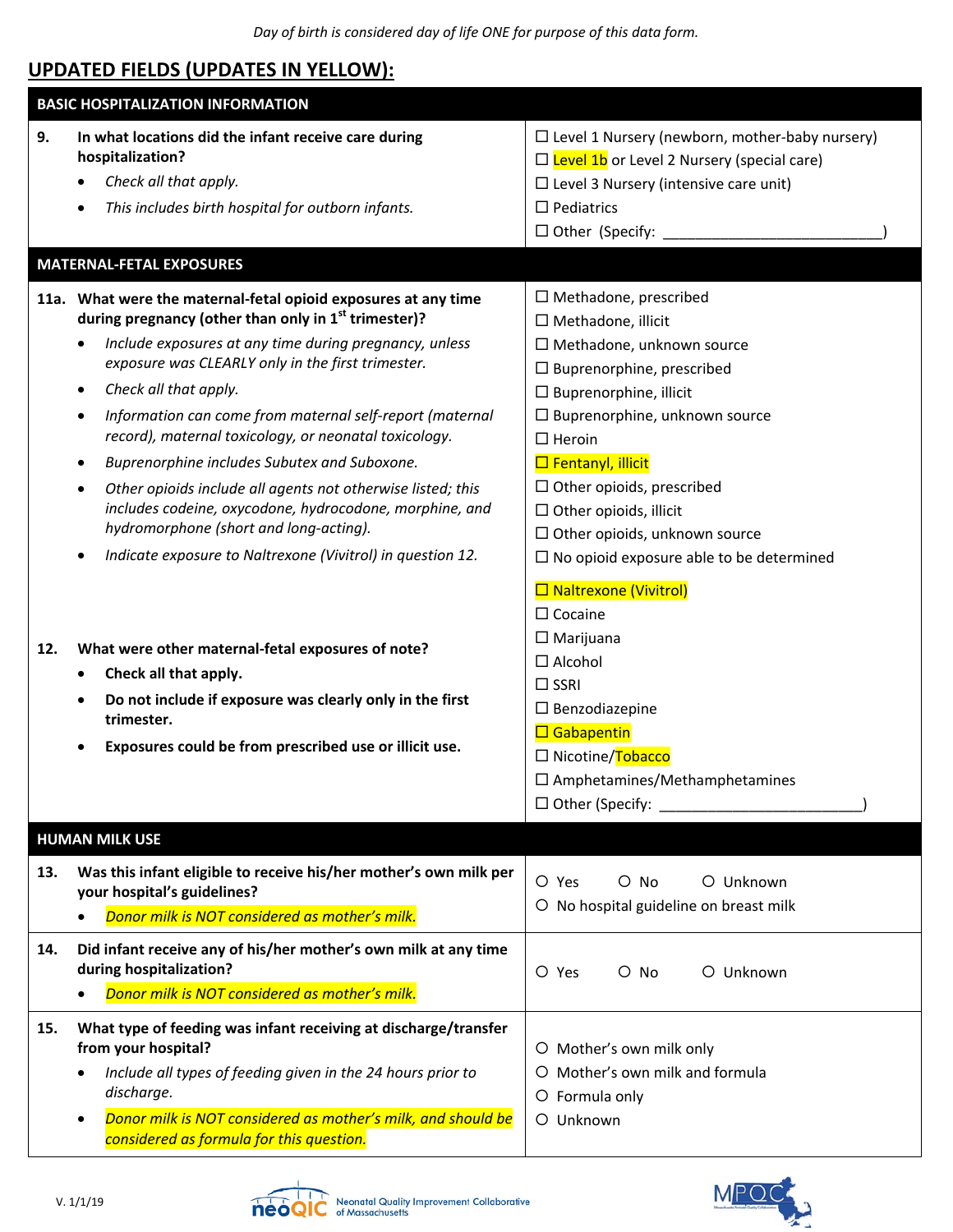*Day of birth is considered day of life ONE for purpose of this data form.*

## UPDATED FIELDS (UPDATES IN YELLOW):

| BASIC HOSPITALIZATION INFORMATION | |
|---|---|
| **9. In what locations did the infant receive care during hospitalization?**<br>• *Check all that apply.*<br>• *This includes birth hospital for outborn infants.* | ☐ Level 1 Nursery (newborn, mother-baby nursery)<br>☐ Level 1b or Level 2 Nursery (special care)<br>☐ Level 3 Nursery (intensive care unit)<br>☐ Pediatrics<br>☐ Other (Specify: ___________________________) |
| **MATERNAL-FETAL EXPOSURES** | |
| **11a. What were the maternal-fetal opioid exposures at any time during pregnancy (other than only in 1st trimester)?**<br>• *Include exposures at any time during pregnancy, unless exposure was CLEARLY only in the first trimester.*<br>• *Check all that apply.*<br>• *Information can come from maternal self-report (maternal record), maternal toxicology, or neonatal toxicology.*<br>• *Buprenorphine includes Subutex and Suboxone.*<br>• *Other opioids include all agents not otherwise listed; this includes codeine, oxycodone, hydrocodone, morphine, and hydromorphone (short and long-acting).*<br>• *Indicate exposure to Naltrexone (Vivitrol) in question 12.* | ☐ Methadone, prescribed<br>☐ Methadone, illicit<br>☐ Methadone, unknown source<br>☐ Buprenorphine, prescribed<br>☐ Buprenorphine, illicit<br>☐ Buprenorphine, unknown source<br>☐ Heroin<br>☐ Fentanyl, illicit<br>☐ Other opioids, prescribed<br>☐ Other opioids, illicit<br>☐ Other opioids, unknown source<br>☐ No opioid exposure able to be determined |
| **12. What were other maternal-fetal exposures of note?**<br>• **Check all that apply.**<br>• **Do not include if exposure was clearly only in the first trimester.**<br>• **Exposures could be from prescribed use or illicit use.** | ☐ Naltrexone (Vivitrol)<br>☐ Cocaine<br>☐ Marijuana<br>☐ Alcohol<br>☐ SSRI<br>☐ Benzodiazepine<br>☐ Gabapentin<br>☐ Nicotine/Tobacco<br>☐ Amphetamines/Methamphetamines<br>☐ Other (Specify: _________________________) |
| **HUMAN MILK USE** | |
| **13. Was this infant eligible to receive his/her mother's own milk per your hospital's guidelines?**<br>• *Donor milk is NOT considered as mother's milk.* | O Yes O No O Unknown<br>O No hospital guideline on breast milk |
| **14. Did infant receive any of his/her mother's own milk at any time during hospitalization?**<br>• *Donor milk is NOT considered as mother's milk.* | O Yes O No O Unknown |
| **15. What type of feeding was infant receiving at discharge/transfer from your hospital?**<br>• *Include all types of feeding given in the 24 hours prior to discharge.*<br>• *Donor milk is NOT considered as mother's milk, and should be considered as formula for this question.* | O Mother's own milk only<br>O Mother's own milk and formula<br>O Formula only<br>O Unknown |

V. 1/1/19

neoQIC Neonatal Quality Improvement Collaborative of Massachusetts

MPQC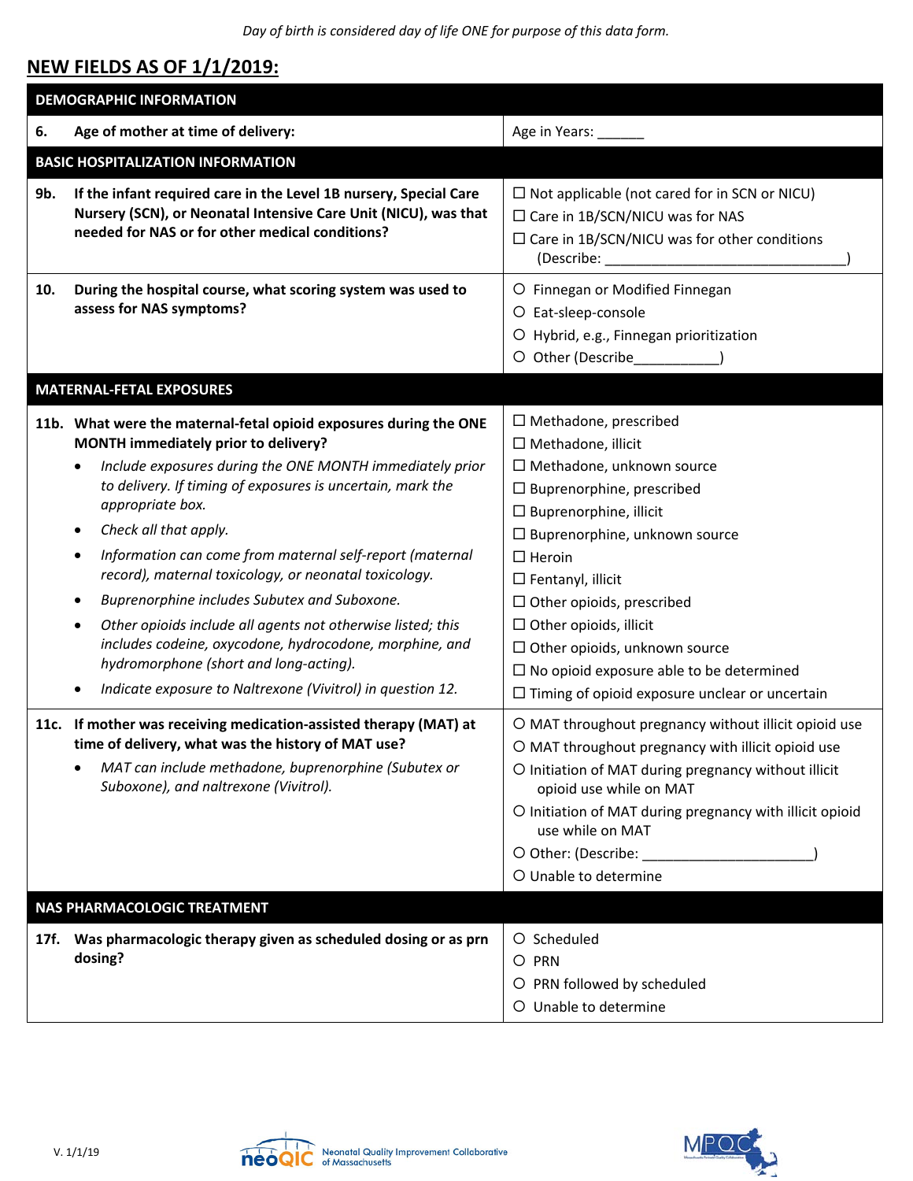*Day of birth is considered day of life ONE for purpose of this data form.*

## NEW FIELDS AS OF 1/1/2019:

| DEMOGRAPHIC INFORMATION | |
|---|---|
| **6. Age of mother at time of delivery:** | Age in Years: ______ |
| **BASIC HOSPITALIZATION INFORMATION** | |
| **9b. If the infant required care in the Level 1B nursery, Special Care Nursery (SCN), or Neonatal Intensive Care Unit (NICU), was that needed for NAS or for other medical conditions?** | ☐ Not applicable (not cared for in SCN or NICU)<br>☐ Care in 1B/SCN/NICU was for NAS<br>☐ Care in 1B/SCN/NICU was for other conditions (Describe: ______________________________) |
| **10. During the hospital course, what scoring system was used to assess for NAS symptoms?** | ○ Finnegan or Modified Finnegan<br>○ Eat-sleep-console<br>○ Hybrid, e.g., Finnegan prioritization<br>○ Other (Describe___________) |
| **MATERNAL-FETAL EXPOSURES** | |
| **11b. What were the maternal-fetal opioid exposures during the ONE MONTH immediately prior to delivery?**<br>• *Include exposures during the ONE MONTH immediately prior to delivery. If timing of exposures is uncertain, mark the appropriate box.*<br>• *Check all that apply.*<br>• *Information can come from maternal self-report (maternal record), maternal toxicology, or neonatal toxicology.*<br>• *Buprenorphine includes Subutex and Suboxone.*<br>• *Other opioids include all agents not otherwise listed; this includes codeine, oxycodone, hydrocodone, morphine, and hydromorphone (short and long-acting).*<br>• *Indicate exposure to Naltrexone (Vivitrol) in question 12.* | ☐ Methadone, prescribed<br>☐ Methadone, illicit<br>☐ Methadone, unknown source<br>☐ Buprenorphine, prescribed<br>☐ Buprenorphine, illicit<br>☐ Buprenorphine, unknown source<br>☐ Heroin<br>☐ Fentanyl, illicit<br>☐ Other opioids, prescribed<br>☐ Other opioids, illicit<br>☐ Other opioids, unknown source<br>☐ No opioid exposure able to be determined<br>☐ Timing of opioid exposure unclear or uncertain |
| **11c. If mother was receiving medication-assisted therapy (MAT) at time of delivery, what was the history of MAT use?**<br>• *MAT can include methadone, buprenorphine (Subutex or Suboxone), and naltrexone (Vivitrol).* | ○ MAT throughout pregnancy without illicit opioid use<br>○ MAT throughout pregnancy with illicit opioid use<br>○ Initiation of MAT during pregnancy without illicit opioid use while on MAT<br>○ Initiation of MAT during pregnancy with illicit opioid use while on MAT<br>○ Other: (Describe: ______________________)<br>○ Unable to determine |
| **NAS PHARMACOLOGIC TREATMENT** | |
| **17f. Was pharmacologic therapy given as scheduled dosing or as prn dosing?** | ○ Scheduled<br>○ PRN<br>○ PRN followed by scheduled<br>○ Unable to determine |

V. 1/1/19

neoQIC Neonatal Quality Improvement Collaborative of Massachusetts

MPQC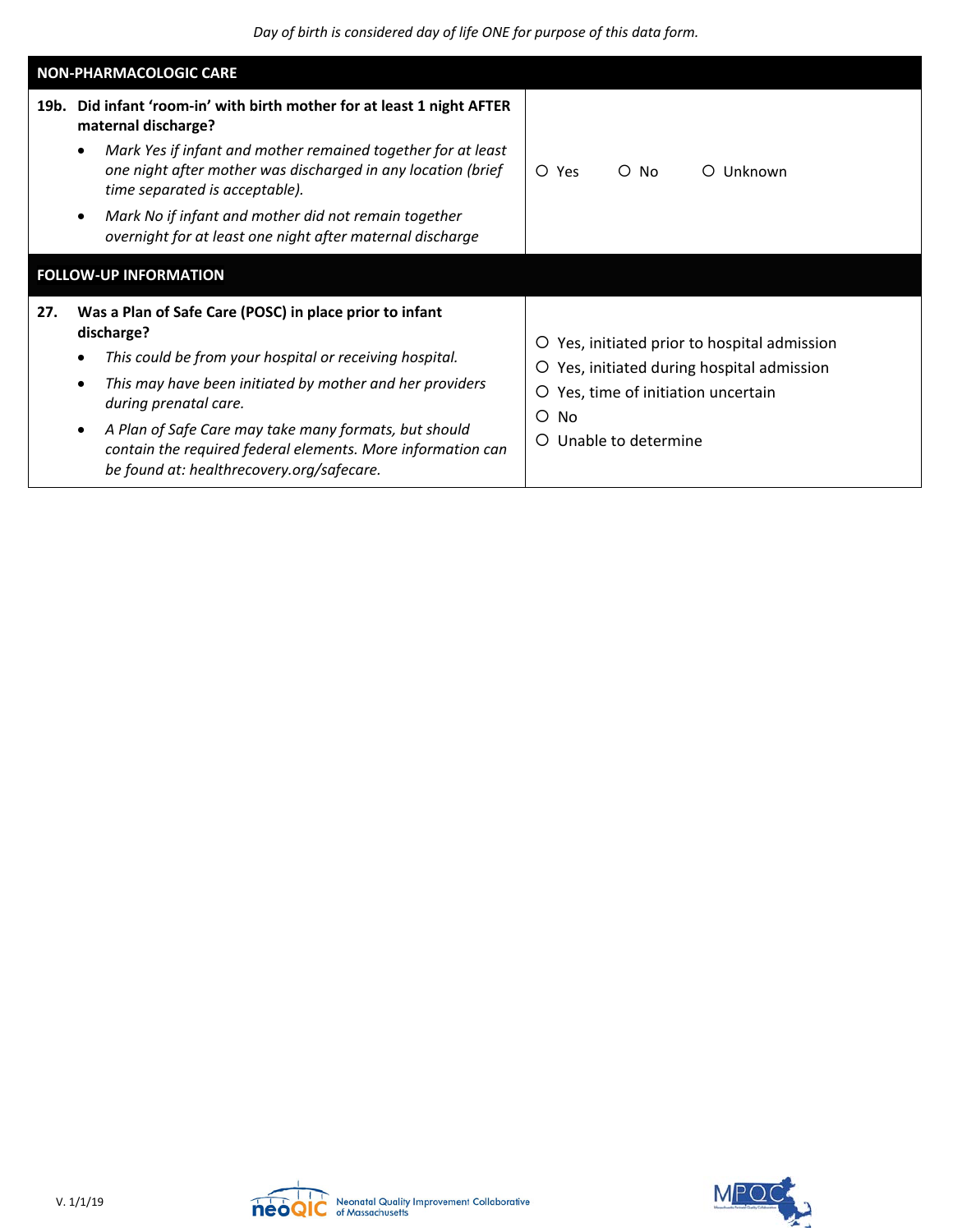*Day of birth is considered day of life ONE for purpose of this data form.*

| NON-PHARMACOLOGIC CARE | |
|---|---|
| **19b. Did infant 'room-in' with birth mother for at least 1 night AFTER maternal discharge?**<br>• *Mark Yes if infant and mother remained together for at least one night after mother was discharged in any location (brief time separated is acceptable).*<br>• *Mark No if infant and mother did not remain together overnight for at least one night after maternal discharge* | ○ Yes ○ No ○ Unknown |

| FOLLOW-UP INFORMATION | |
|---|---|
| **27. Was a Plan of Safe Care (POSC) in place prior to infant discharge?**<br>• *This could be from your hospital or receiving hospital.*<br>• *This may have been initiated by mother and her providers during prenatal care.*<br>• *A Plan of Safe Care may take many formats, but should contain the required federal elements. More information can be found at: healthrecovery.org/safecare.* | ○ Yes, initiated prior to hospital admission<br>○ Yes, initiated during hospital admission<br>○ Yes, time of initiation uncertain<br>○ No<br>○ Unable to determine |

V. 1/1/19

neoQIC Neonatal Quality Improvement Collaborative of Massachusetts

MPQC